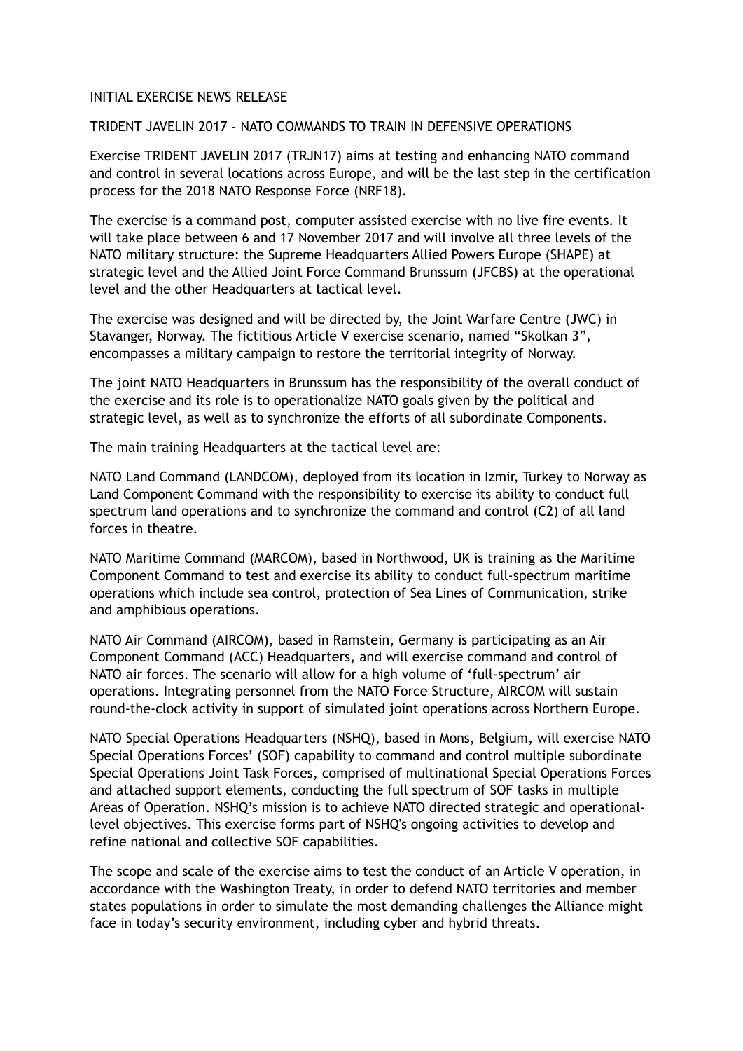INITIAL EXERCISE NEWS RELEASE

# TRIDENT JAVELIN 2017 – NATO COMMANDS TO TRAIN IN DEFENSIVE OPERATIONS

Exercise TRIDENT JAVELIN 2017 (TRJN17) aims at testing and enhancing NATO command and control in several locations across Europe, and will be the last step in the certification process for the 2018 NATO Response Force (NRF18).

The exercise is a command post, computer assisted exercise with no live fire events. It will take place between 6 and 17 November 2017 and will involve all three levels of the NATO military structure: the Supreme Headquarters Allied Powers Europe (SHAPE) at strategic level and the Allied Joint Force Command Brunssum (JFCBS) at the operational level and the other Headquarters at tactical level.

The exercise was designed and will be directed by, the Joint Warfare Centre (JWC) in Stavanger, Norway. The fictitious Article V exercise scenario, named "Skolkan 3", encompasses a military campaign to restore the territorial integrity of Norway.

The joint NATO Headquarters in Brunssum has the responsibility of the overall conduct of the exercise and its role is to operationalize NATO goals given by the political and strategic level, as well as to synchronize the efforts of all subordinate Components.

The main training Headquarters at the tactical level are:

NATO Land Command (LANDCOM), deployed from its location in Izmir, Turkey to Norway as Land Component Command with the responsibility to exercise its ability to conduct full spectrum land operations and to synchronize the command and control (C2) of all land forces in theatre.

NATO Maritime Command (MARCOM), based in Northwood, UK is training as the Maritime Component Command to test and exercise its ability to conduct full-spectrum maritime operations which include sea control, protection of Sea Lines of Communication, strike and amphibious operations.

NATO Air Command (AIRCOM), based in Ramstein, Germany is participating as an Air Component Command (ACC) Headquarters, and will exercise command and control of NATO air forces. The scenario will allow for a high volume of 'full-spectrum' air operations. Integrating personnel from the NATO Force Structure, AIRCOM will sustain round-the-clock activity in support of simulated joint operations across Northern Europe.

NATO Special Operations Headquarters (NSHQ), based in Mons, Belgium, will exercise NATO Special Operations Forces' (SOF) capability to command and control multiple subordinate Special Operations Joint Task Forces, comprised of multinational Special Operations Forces and attached support elements, conducting the full spectrum of SOF tasks in multiple Areas of Operation. NSHQ's mission is to achieve NATO directed strategic and operational-level objectives. This exercise forms part of NSHQ's ongoing activities to develop and refine national and collective SOF capabilities.

The scope and scale of the exercise aims to test the conduct of an Article V operation, in accordance with the Washington Treaty, in order to defend NATO territories and member states populations in order to simulate the most demanding challenges the Alliance might face in today's security environment, including cyber and hybrid threats.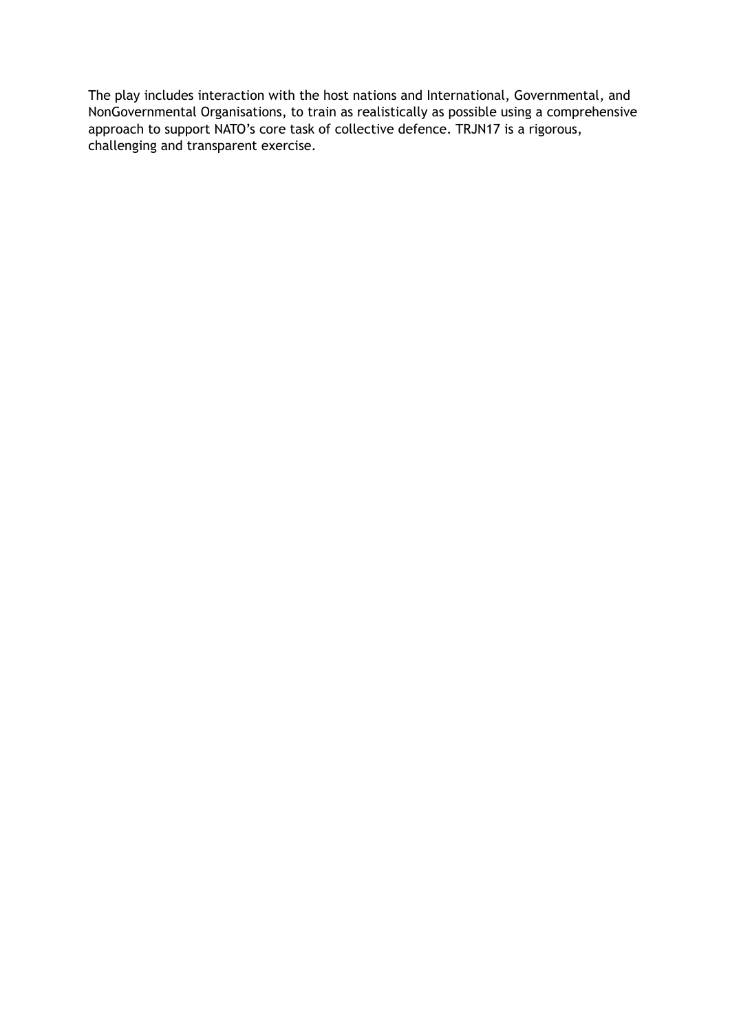The play includes interaction with the host nations and International, Governmental, and NonGovernmental Organisations, to train as realistically as possible using a comprehensive approach to support NATO's core task of collective defence. TRJN17 is a rigorous, challenging and transparent exercise.